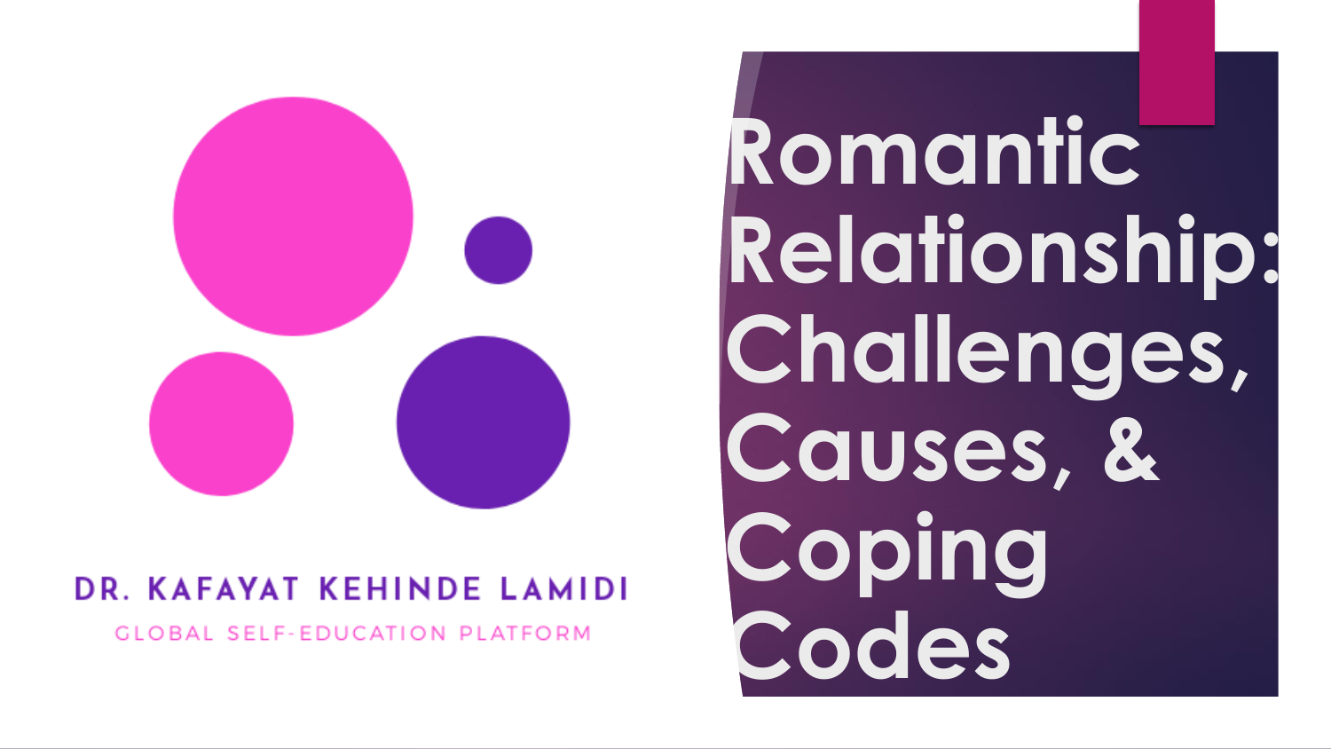# Romantic Relationship: Challenges, Causes, & Coping Codes

DR. KAFAYAT KEHINDE LAMIDI

GLOBAL SELF-EDUCATION PLATFORM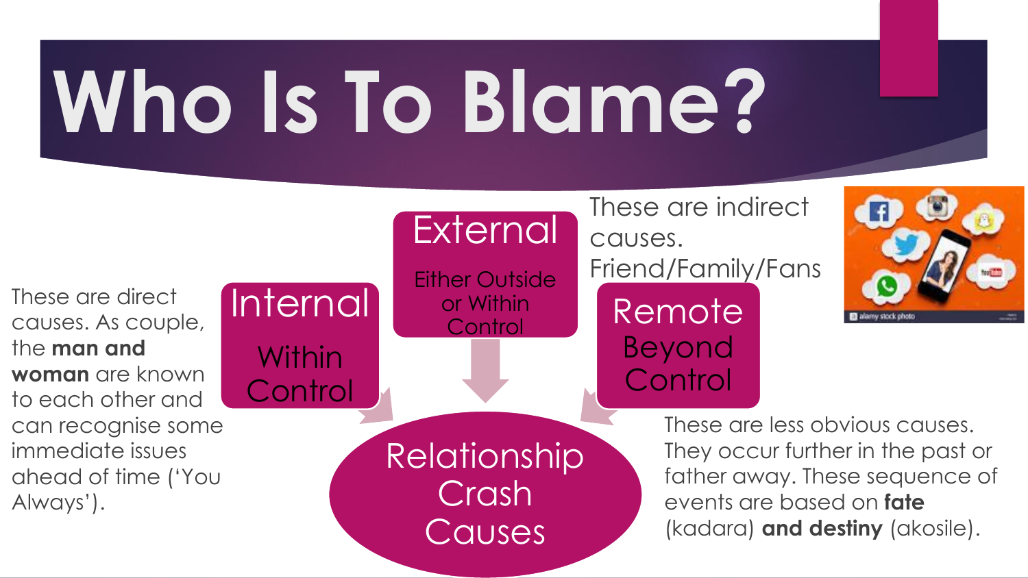# Who Is To Blame?

These are direct causes. As couple, the **man and woman** are known to each other and can recognise some immediate issues ahead of time ('You Always').

**Internal**

Within Control

**External**

Either Outside or Within Control

These are indirect causes. Friend/Family/Fans

**Remote**

Beyond Control

**Relationship Crash Causes**

These are less obvious causes. They occur further in the past or father away. These sequence of events are based on **fate** (kadara) **and destiny** (akosile).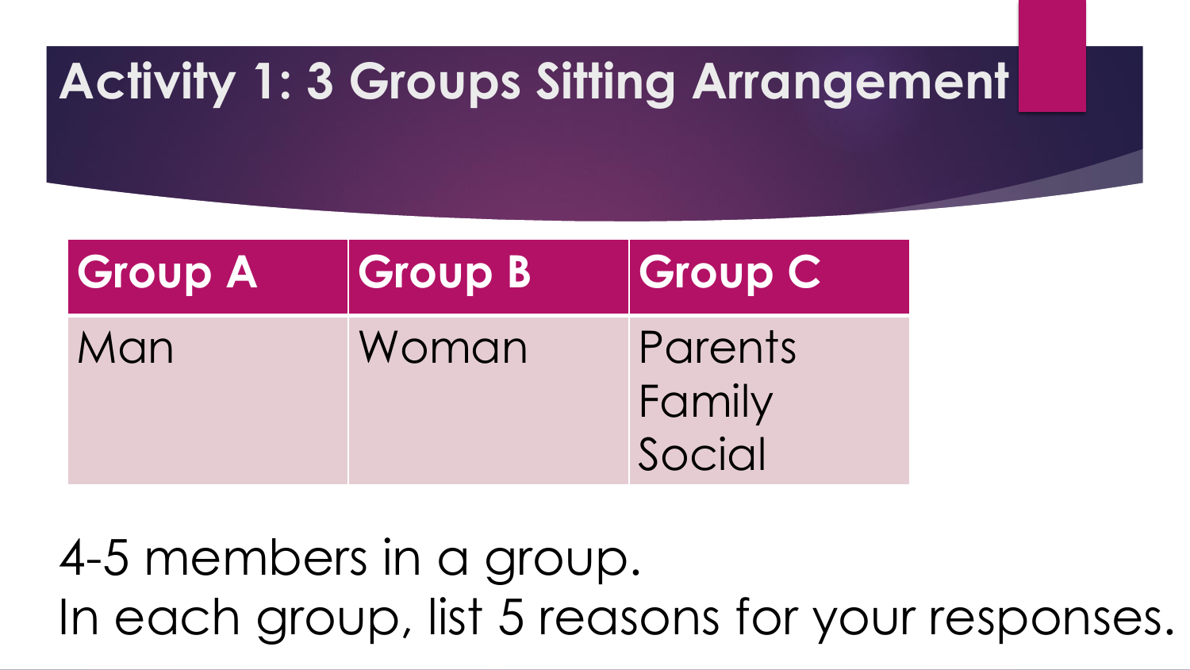# Activity 1: 3 Groups Sitting Arrangement

| Group A | Group B | Group C |
| --- | --- | --- |
| Man | Woman | Parents<br>Family<br>Social |

4-5 members in a group.

In each group, list 5 reasons for your responses.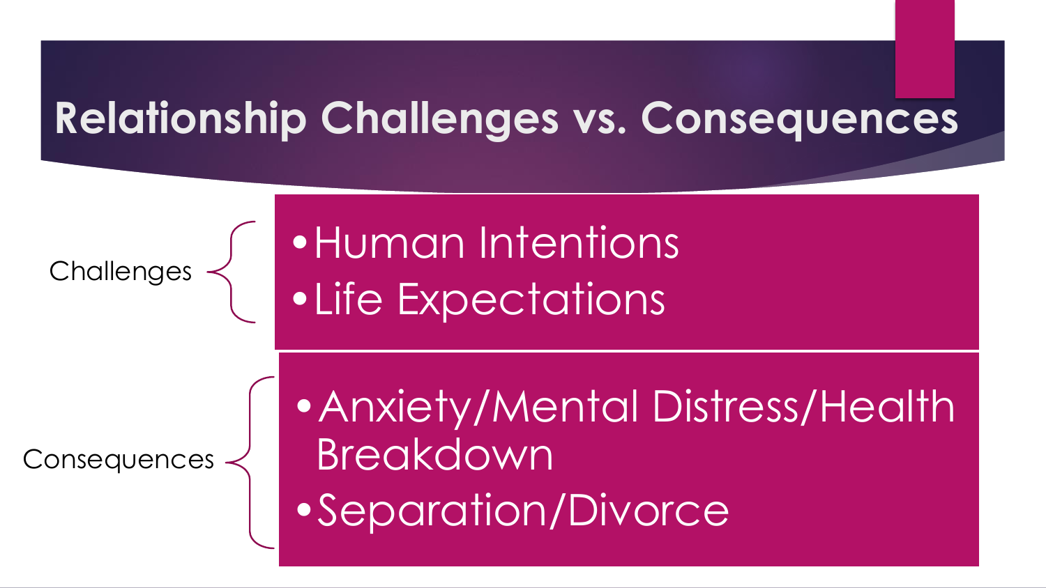# Relationship Challenges vs. Consequences

**Challenges**

- Human Intentions
- Life Expectations

**Consequences**

- Anxiety/Mental Distress/Health Breakdown
- Separation/Divorce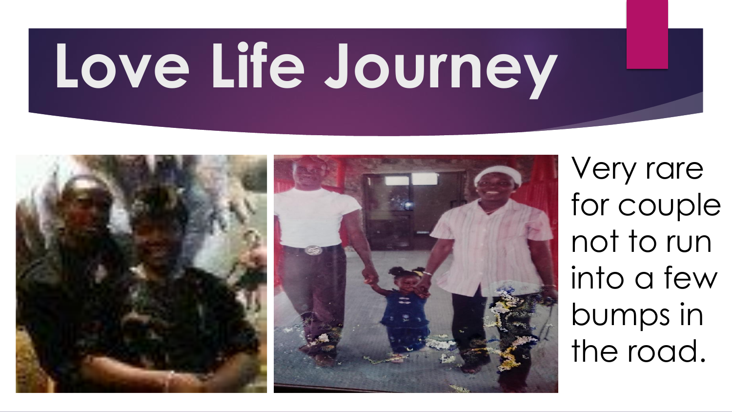# Love Life Journey

Very rare for couple not to run into a few bumps in the road.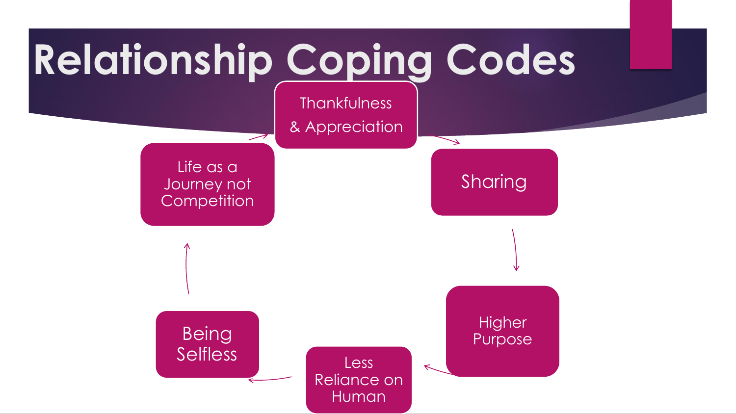# Relationship Coping Codes

- Thankfulness & Appreciation
- Sharing
- Higher Purpose
- Less Reliance on Human
- Being Selfless
- Life as a Journey not Competition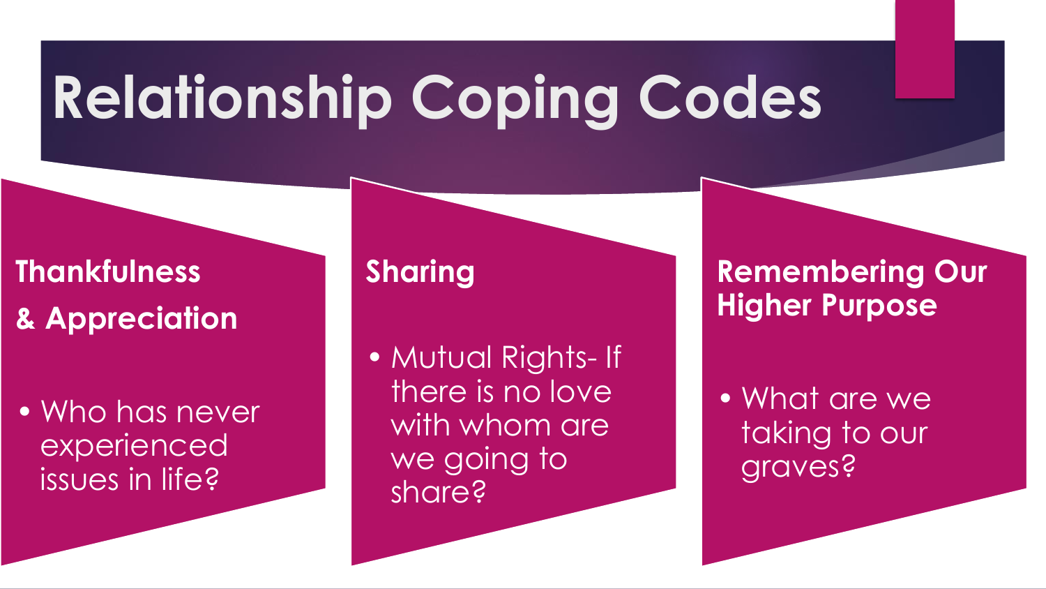# Relationship Coping Codes

## Thankfulness & Appreciation

- Who has never experienced issues in life?

## Sharing

- Mutual Rights- If there is no love with whom are we going to share?

## Remembering Our Higher Purpose

- What are we taking to our graves?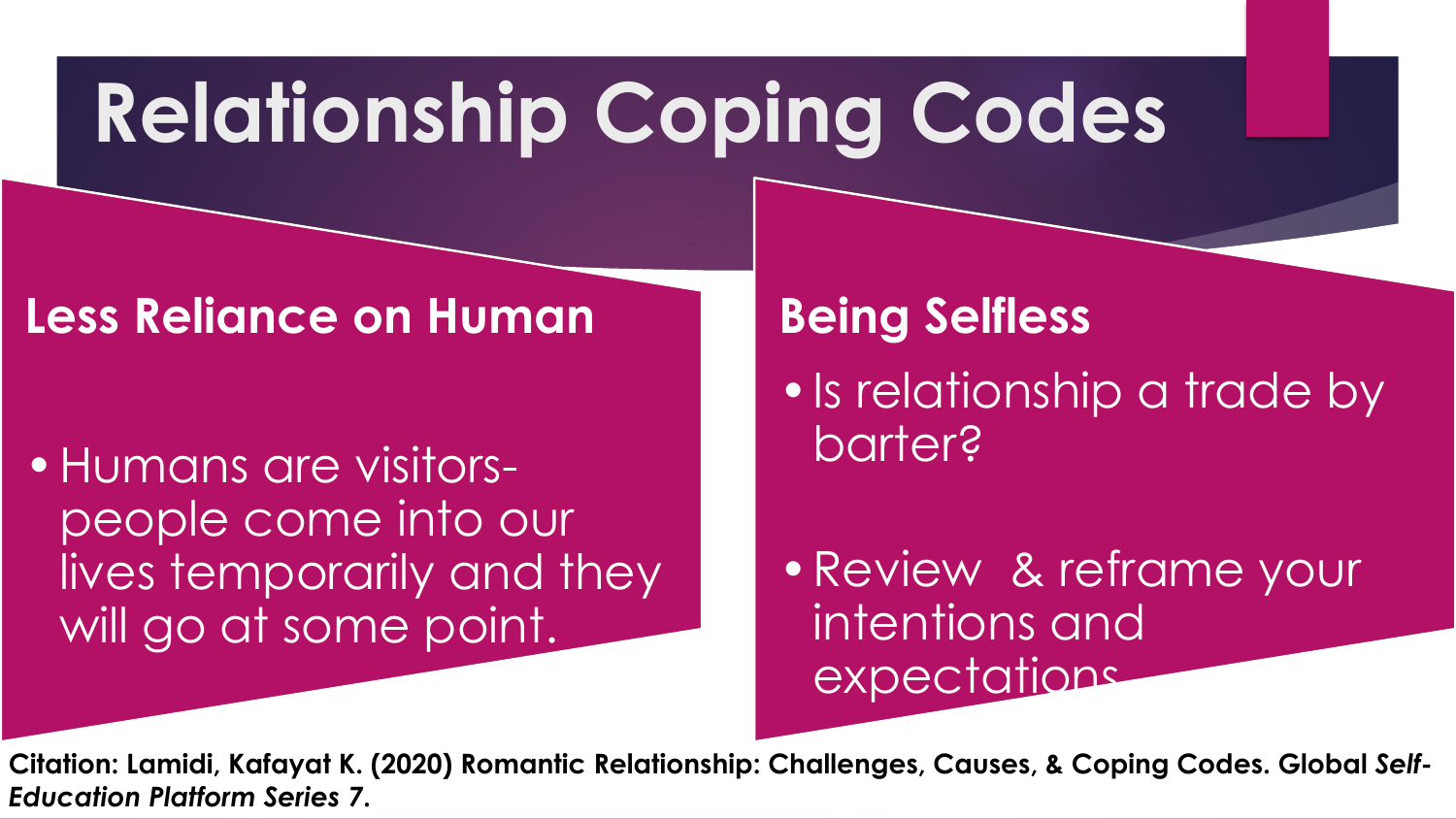# Relationship Coping Codes

## Less Reliance on Human

- Humans are visitors- people come into our lives temporarily and they will go at some point.

## Being Selfless

- Is relationship a trade by barter?
- Review & reframe your intentions and expectations

**Citation: Lamidi, Kafayat K. (2020) Romantic Relationship: Challenges, Causes, & Coping Codes. Global *Self-Education Platform Series 7*.**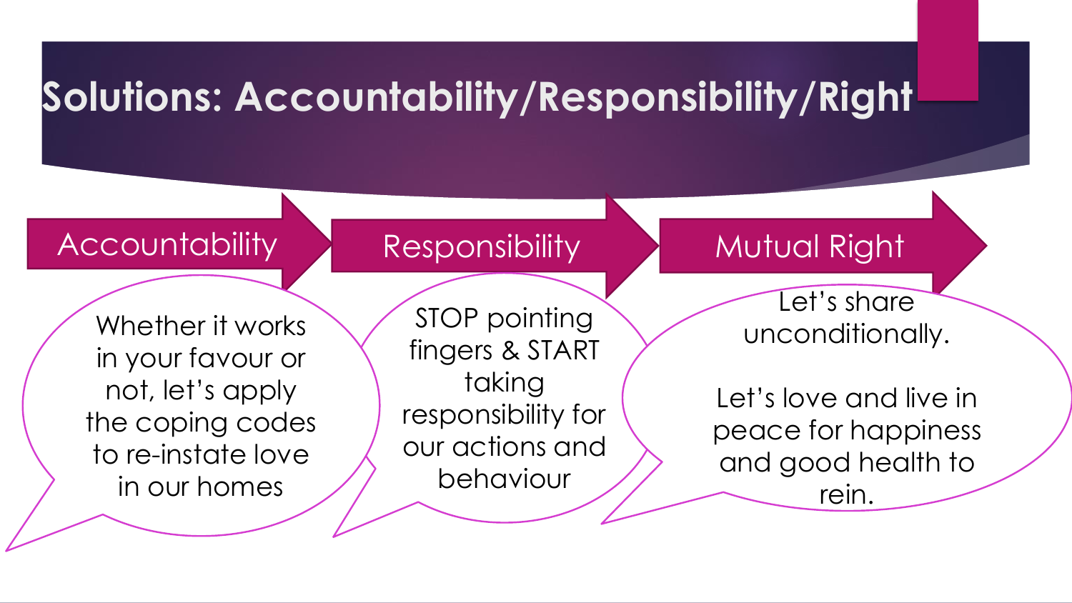# Solutions: Accountability/Responsibility/Right

## Accountability

Whether it works in your favour or not, let's apply the coping codes to re-instate love in our homes

## Responsibility

STOP pointing fingers & START taking responsibility for our actions and behaviour

## Mutual Right

Let's share unconditionally.

Let's love and live in peace for happiness and good health to rein.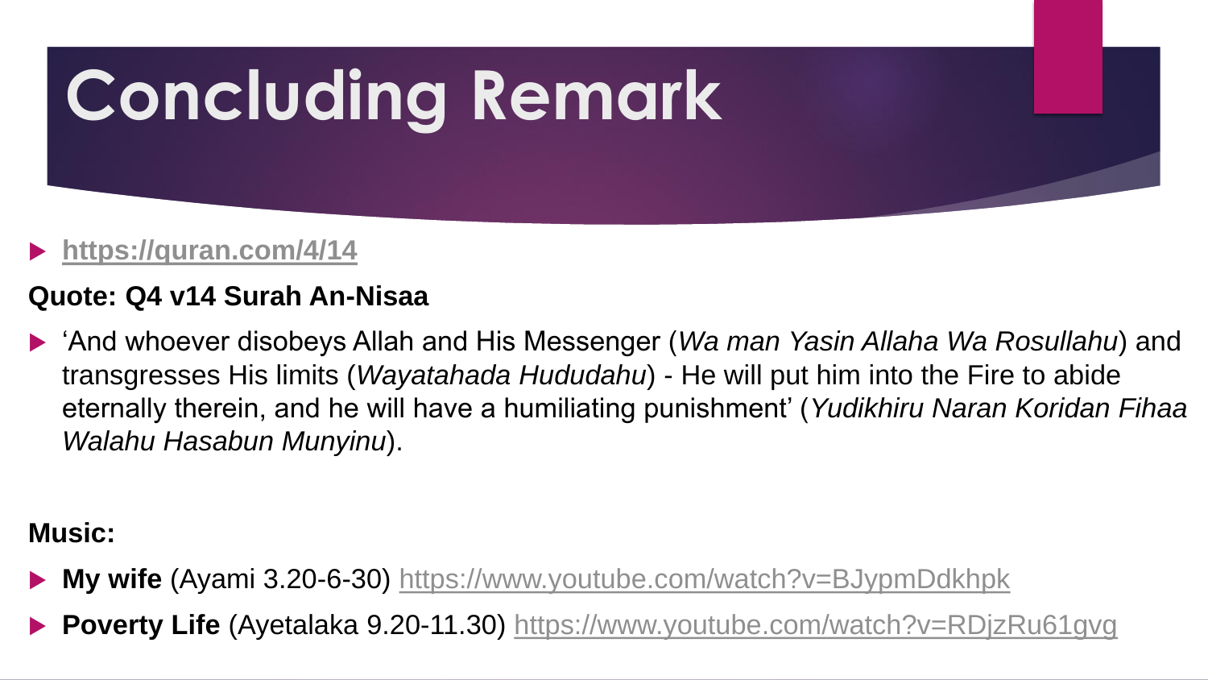# Concluding Remark

- https://quran.com/4/14

**Quote: Q4 v14 Surah An-Nisaa**

- ‘And whoever disobeys Allah and His Messenger (*Wa man Yasin Allaha Wa Rosullahu*) and transgresses His limits (*Wayatahada Hududahu*) - He will put him into the Fire to abide eternally therein, and he will have a humiliating punishment’ (*Yudikhiru Naran Koridan Fihaa Walahu Hasabun Munyinu*).

**Music:**

- **My wife** (Ayami 3.20-6-30) https://www.youtube.com/watch?v=BJypmDdkhpk
- **Poverty Life** (Ayetalaka 9.20-11.30) https://www.youtube.com/watch?v=RDjzRu61gvg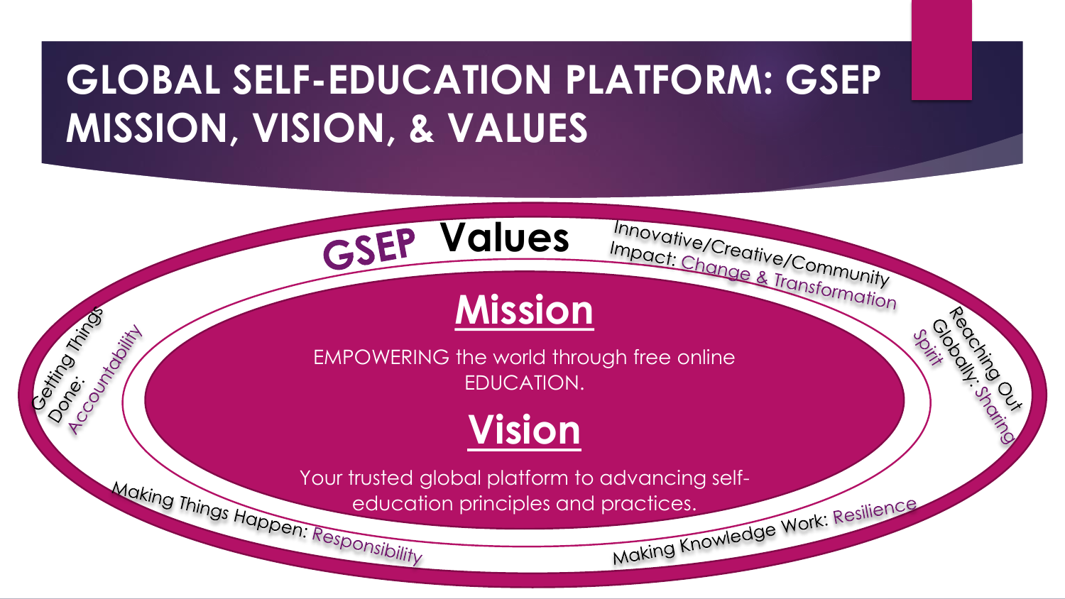# GLOBAL SELF-EDUCATION PLATFORM: GSEP MISSION, VISION, & VALUES

## GSEP Values

- Innovative/Creative/Community Impact: Change & Transformation
- Reaching Out Globally: Sharing Spirit
- Making Knowledge Work: Resilience
- Making Things Happen: Responsibility
- Getting Things Done: Accountability

## Mission

EMPOWERING the world through free online EDUCATION.

## Vision

Your trusted global platform to advancing self-education principles and practices.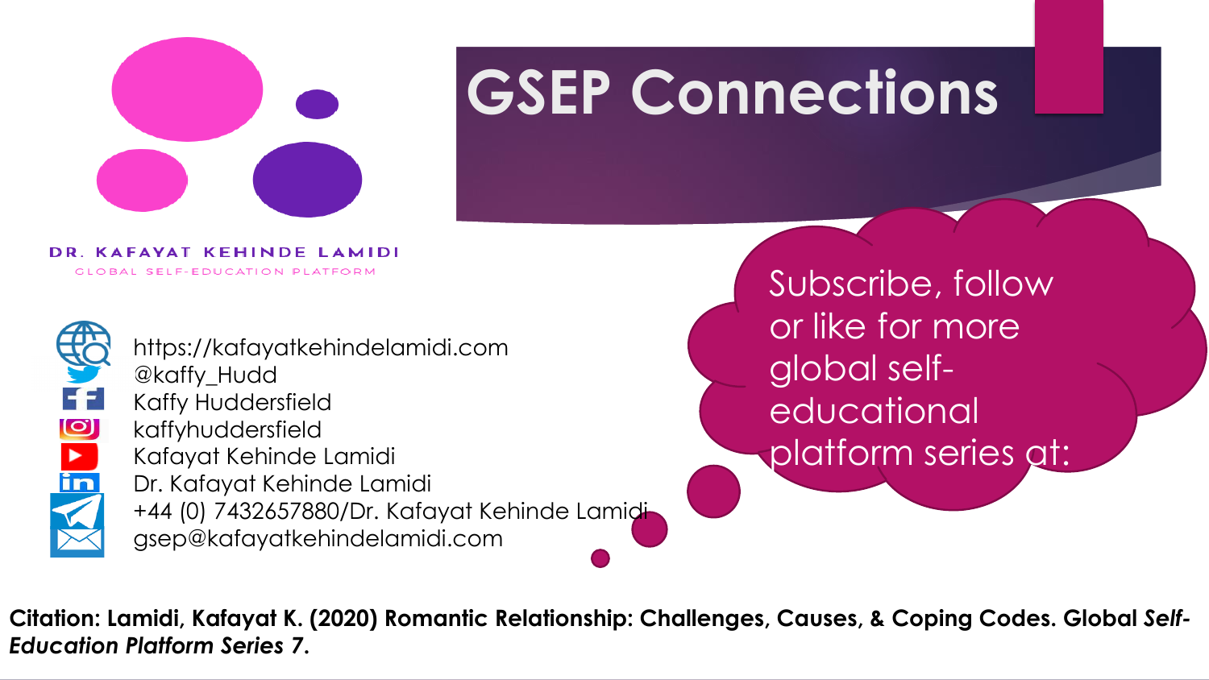# GSEP Connections

DR. KAFAYAT KEHINDE LAMIDI

GLOBAL SELF-EDUCATION PLATFORM

Subscribe, follow or like for more global self-educational platform series at:

https://kafayatkehindelamidi.com
@kaffy_Hudd
Kaffy Huddersfield
kaffyhuddersfield
Kafayat Kehinde Lamidi
Dr. Kafayat Kehinde Lamidi
+44 (0) 7432657880/Dr. Kafayat Kehinde Lamidi
gsep@kafayatkehindelamidi.com

**Citation: Lamidi, Kafayat K. (2020) Romantic Relationship: Challenges, Causes, & Coping Codes. Global *Self-Education Platform Series 7*.**